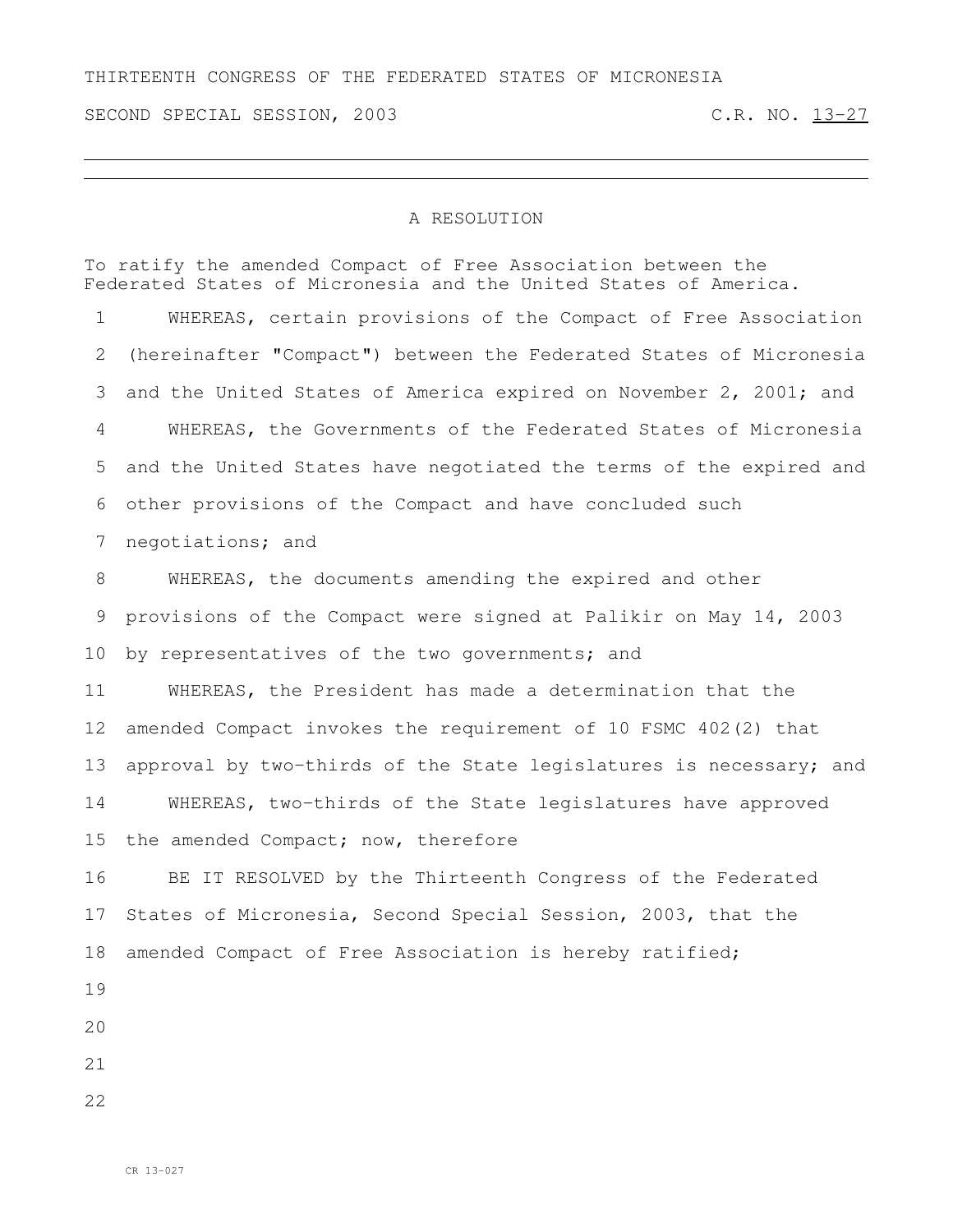THIRTEENTH CONGRESS OF THE FEDERATED STATES OF MICRONESIA

SECOND SPECIAL SESSION, 2003 C.R. NO. 13-27

---

A RESOLUTION

To ratify the amended Compact of Free Association between the Federated States of Micronesia and the United States of America.

WHEREAS, certain provisions of the Compact of Free Association (hereinafter "Compact") between the Federated States of Micronesia and the United States of America expired on November 2, 2001; and

WHEREAS, the Governments of the Federated States of Micronesia and the United States have negotiated the terms of the expired and other provisions of the Compact and have concluded such negotiations; and

WHEREAS, the documents amending the expired and other provisions of the Compact were signed at Palikir on May 14, 2003 by representatives of the two governments; and

WHEREAS, the President has made a determination that the amended Compact invokes the requirement of 10 FSMC 402(2) that approval by two-thirds of the State legislatures is necessary; and

WHEREAS, two-thirds of the State legislatures have approved the amended Compact; now, therefore

BE IT RESOLVED by the Thirteenth Congress of the Federated States of Micronesia, Second Special Session, 2003, that the amended Compact of Free Association is hereby ratified;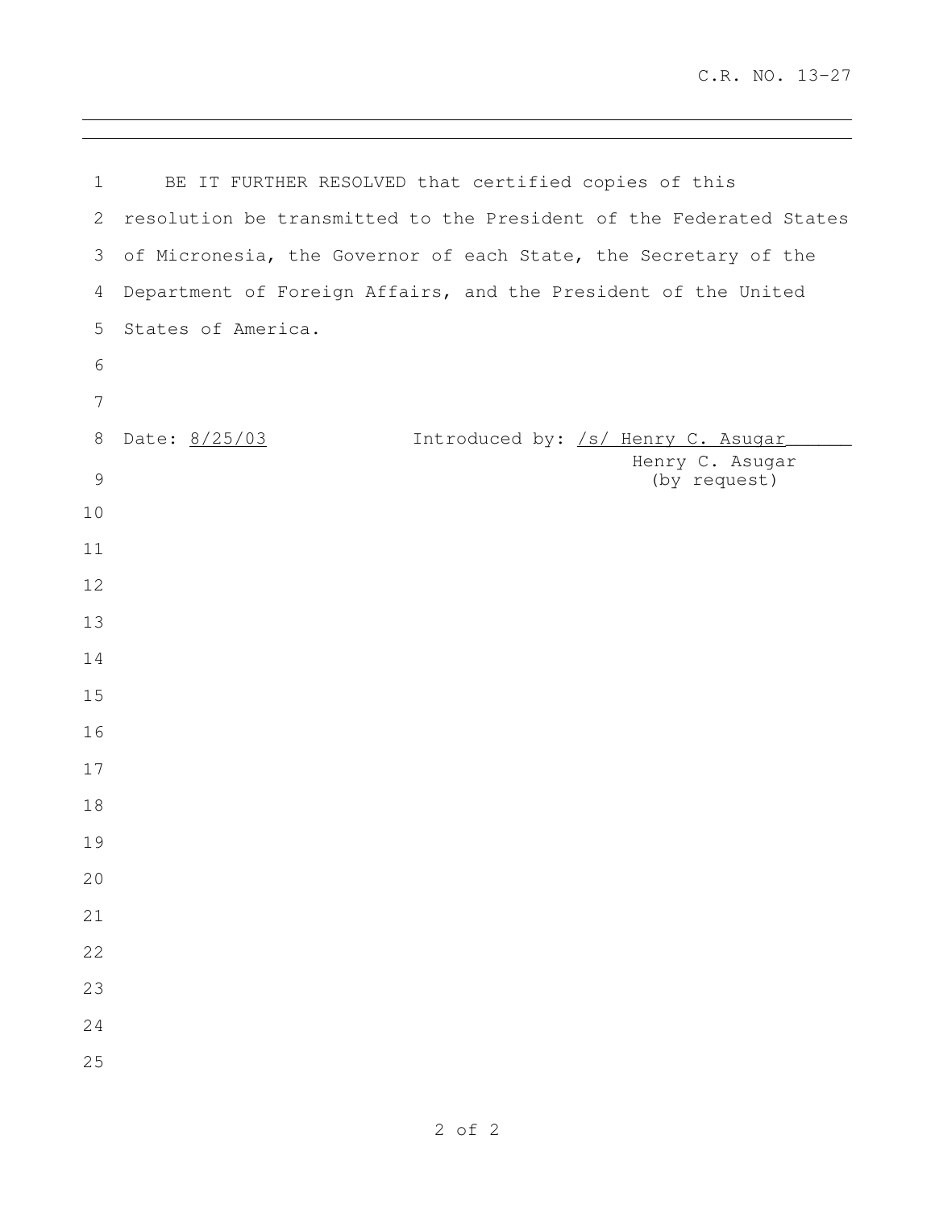BE IT FURTHER RESOLVED that certified copies of this resolution be transmitted to the President of the Federated States of Micronesia, the Governor of each State, the Secretary of the Department of Foreign Affairs, and the President of the United States of America.

Date: 8/25/03

Introduced by: /s/ Henry C. Asugar

Henry C. Asugar
(by request)